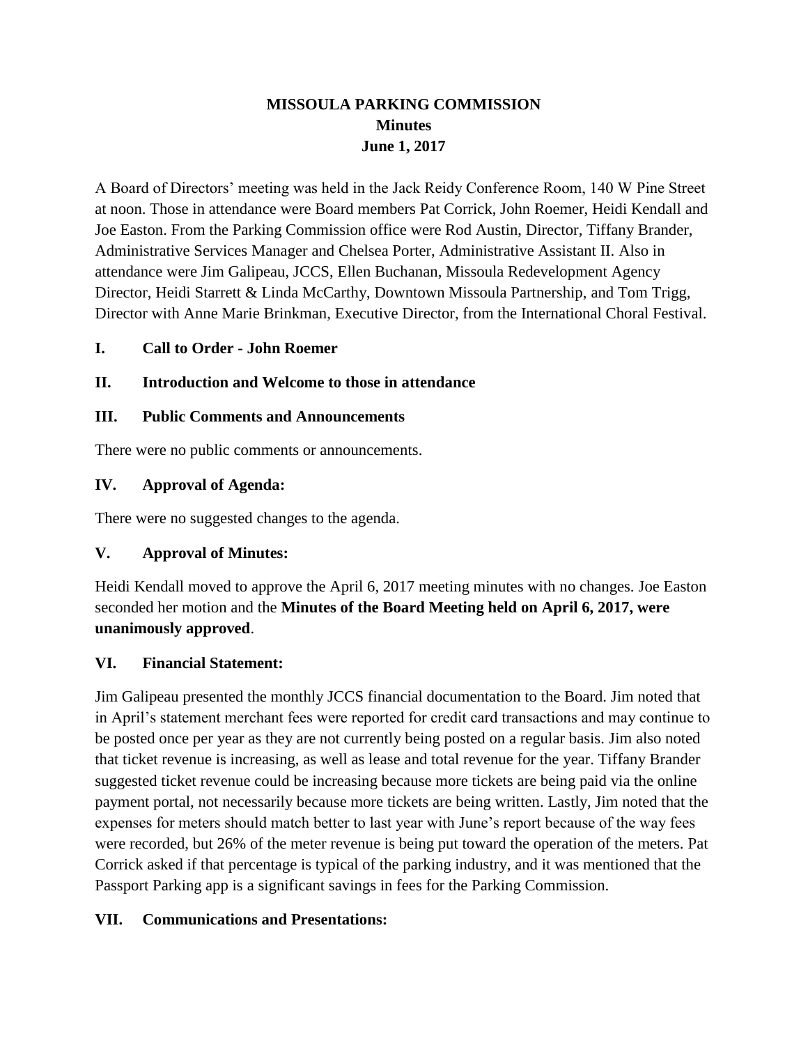# MISSOULA PARKING COMMISSION
## Minutes
## June 1, 2017

A Board of Directors' meeting was held in the Jack Reidy Conference Room, 140 W Pine Street at noon. Those in attendance were Board members Pat Corrick, John Roemer, Heidi Kendall and Joe Easton. From the Parking Commission office were Rod Austin, Director, Tiffany Brander, Administrative Services Manager and Chelsea Porter, Administrative Assistant II. Also in attendance were Jim Galipeau, JCCS, Ellen Buchanan, Missoula Redevelopment Agency Director, Heidi Starrett & Linda McCarthy, Downtown Missoula Partnership, and Tom Trigg, Director with Anne Marie Brinkman, Executive Director, from the International Choral Festival.

### I. Call to Order - John Roemer

### II. Introduction and Welcome to those in attendance

### III. Public Comments and Announcements

There were no public comments or announcements.

### IV. Approval of Agenda:

There were no suggested changes to the agenda.

### V. Approval of Minutes:

Heidi Kendall moved to approve the April 6, 2017 meeting minutes with no changes. Joe Easton seconded her motion and the **Minutes of the Board Meeting held on April 6, 2017, were unanimously approved**.

### VI. Financial Statement:

Jim Galipeau presented the monthly JCCS financial documentation to the Board. Jim noted that in April's statement merchant fees were reported for credit card transactions and may continue to be posted once per year as they are not currently being posted on a regular basis. Jim also noted that ticket revenue is increasing, as well as lease and total revenue for the year. Tiffany Brander suggested ticket revenue could be increasing because more tickets are being paid via the online payment portal, not necessarily because more tickets are being written. Lastly, Jim noted that the expenses for meters should match better to last year with June's report because of the way fees were recorded, but 26% of the meter revenue is being put toward the operation of the meters. Pat Corrick asked if that percentage is typical of the parking industry, and it was mentioned that the Passport Parking app is a significant savings in fees for the Parking Commission.

### VII. Communications and Presentations: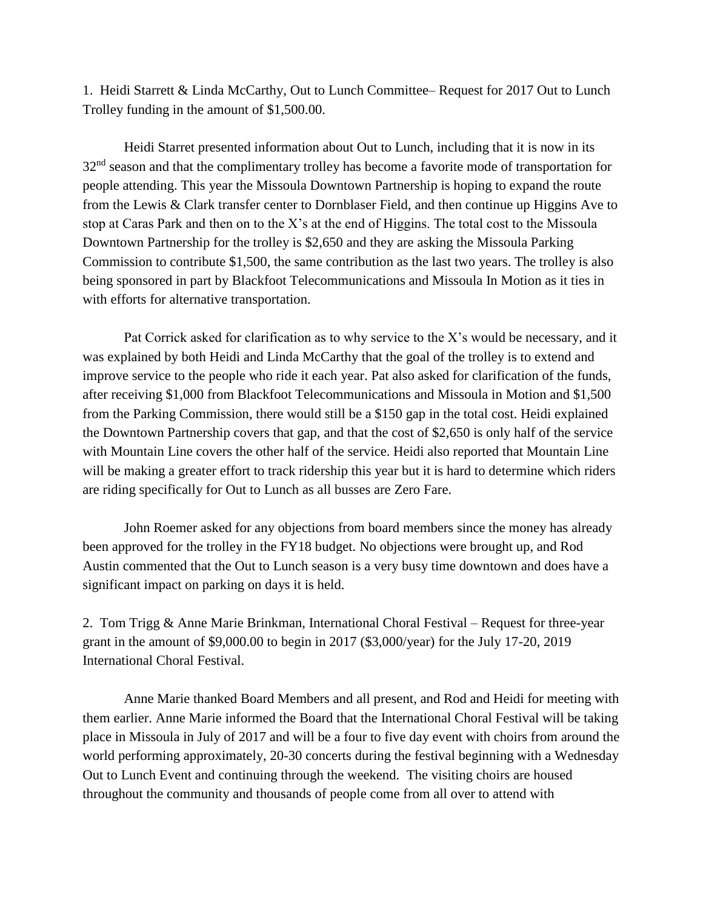1. Heidi Starrett & Linda McCarthy, Out to Lunch Committee– Request for 2017 Out to Lunch Trolley funding in the amount of $1,500.00.

Heidi Starret presented information about Out to Lunch, including that it is now in its 32nd season and that the complimentary trolley has become a favorite mode of transportation for people attending. This year the Missoula Downtown Partnership is hoping to expand the route from the Lewis & Clark transfer center to Dornblaser Field, and then continue up Higgins Ave to stop at Caras Park and then on to the X's at the end of Higgins. The total cost to the Missoula Downtown Partnership for the trolley is $2,650 and they are asking the Missoula Parking Commission to contribute $1,500, the same contribution as the last two years. The trolley is also being sponsored in part by Blackfoot Telecommunications and Missoula In Motion as it ties in with efforts for alternative transportation.

Pat Corrick asked for clarification as to why service to the X's would be necessary, and it was explained by both Heidi and Linda McCarthy that the goal of the trolley is to extend and improve service to the people who ride it each year. Pat also asked for clarification of the funds, after receiving $1,000 from Blackfoot Telecommunications and Missoula in Motion and $1,500 from the Parking Commission, there would still be a $150 gap in the total cost. Heidi explained the Downtown Partnership covers that gap, and that the cost of $2,650 is only half of the service with Mountain Line covers the other half of the service. Heidi also reported that Mountain Line will be making a greater effort to track ridership this year but it is hard to determine which riders are riding specifically for Out to Lunch as all busses are Zero Fare.

John Roemer asked for any objections from board members since the money has already been approved for the trolley in the FY18 budget. No objections were brought up, and Rod Austin commented that the Out to Lunch season is a very busy time downtown and does have a significant impact on parking on days it is held.

2. Tom Trigg & Anne Marie Brinkman, International Choral Festival – Request for three-year grant in the amount of $9,000.00 to begin in 2017 ($3,000/year) for the July 17-20, 2019 International Choral Festival.

Anne Marie thanked Board Members and all present, and Rod and Heidi for meeting with them earlier. Anne Marie informed the Board that the International Choral Festival will be taking place in Missoula in July of 2017 and will be a four to five day event with choirs from around the world performing approximately, 20-30 concerts during the festival beginning with a Wednesday Out to Lunch Event and continuing through the weekend. The visiting choirs are housed throughout the community and thousands of people come from all over to attend with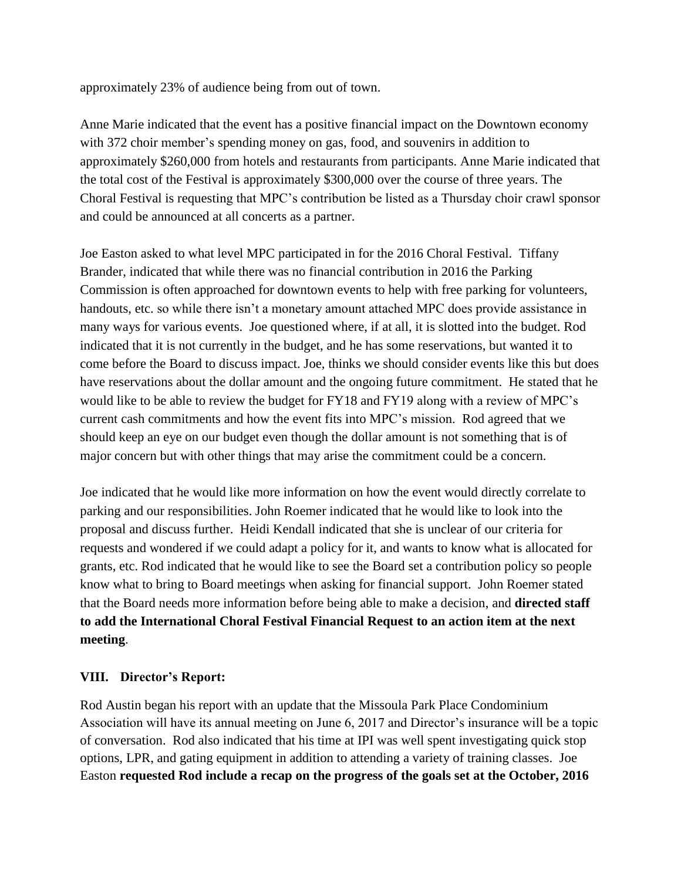approximately 23% of audience being from out of town.

Anne Marie indicated that the event has a positive financial impact on the Downtown economy with 372 choir member's spending money on gas, food, and souvenirs in addition to approximately $260,000 from hotels and restaurants from participants. Anne Marie indicated that the total cost of the Festival is approximately $300,000 over the course of three years. The Choral Festival is requesting that MPC's contribution be listed as a Thursday choir crawl sponsor and could be announced at all concerts as a partner.

Joe Easton asked to what level MPC participated in for the 2016 Choral Festival. Tiffany Brander, indicated that while there was no financial contribution in 2016 the Parking Commission is often approached for downtown events to help with free parking for volunteers, handouts, etc. so while there isn't a monetary amount attached MPC does provide assistance in many ways for various events. Joe questioned where, if at all, it is slotted into the budget. Rod indicated that it is not currently in the budget, and he has some reservations, but wanted it to come before the Board to discuss impact. Joe, thinks we should consider events like this but does have reservations about the dollar amount and the ongoing future commitment. He stated that he would like to be able to review the budget for FY18 and FY19 along with a review of MPC's current cash commitments and how the event fits into MPC's mission. Rod agreed that we should keep an eye on our budget even though the dollar amount is not something that is of major concern but with other things that may arise the commitment could be a concern.

Joe indicated that he would like more information on how the event would directly correlate to parking and our responsibilities. John Roemer indicated that he would like to look into the proposal and discuss further. Heidi Kendall indicated that she is unclear of our criteria for requests and wondered if we could adapt a policy for it, and wants to know what is allocated for grants, etc. Rod indicated that he would like to see the Board set a contribution policy so people know what to bring to Board meetings when asking for financial support. John Roemer stated that the Board needs more information before being able to make a decision, and **directed staff to add the International Choral Festival Financial Request to an action item at the next meeting**.

### VIII. Director's Report:

Rod Austin began his report with an update that the Missoula Park Place Condominium Association will have its annual meeting on June 6, 2017 and Director's insurance will be a topic of conversation. Rod also indicated that his time at IPI was well spent investigating quick stop options, LPR, and gating equipment in addition to attending a variety of training classes. Joe Easton **requested Rod include a recap on the progress of the goals set at the October, 2016**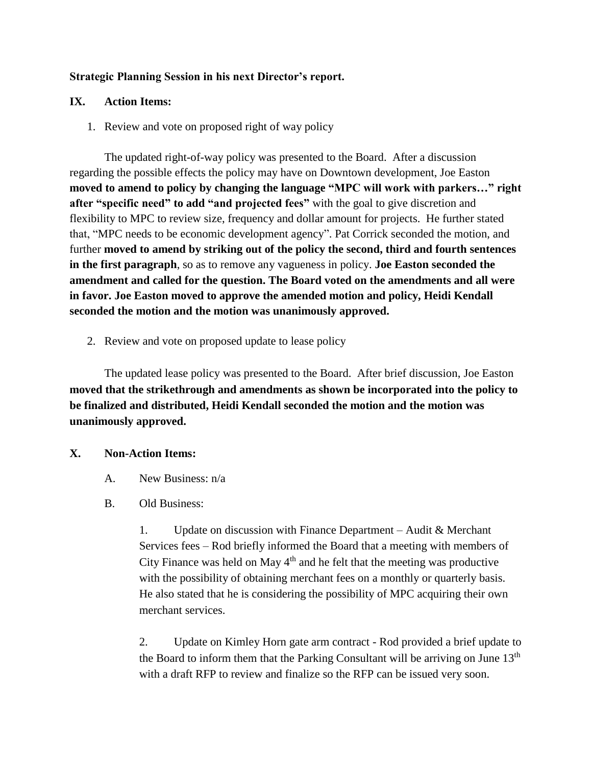**Strategic Planning Session in his next Director's report.**

## IX. Action Items:

1. Review and vote on proposed right of way policy

The updated right-of-way policy was presented to the Board. After a discussion regarding the possible effects the policy may have on Downtown development, Joe Easton **moved to amend to policy by changing the language "MPC will work with parkers…" right after "specific need" to add "and projected fees"** with the goal to give discretion and flexibility to MPC to review size, frequency and dollar amount for projects. He further stated that, "MPC needs to be economic development agency". Pat Corrick seconded the motion, and further **moved to amend by striking out of the policy the second, third and fourth sentences in the first paragraph**, so as to remove any vagueness in policy. **Joe Easton seconded the amendment and called for the question. The Board voted on the amendments and all were in favor. Joe Easton moved to approve the amended motion and policy, Heidi Kendall seconded the motion and the motion was unanimously approved.**

2. Review and vote on proposed update to lease policy

The updated lease policy was presented to the Board. After brief discussion, Joe Easton **moved that the strikethrough and amendments as shown be incorporated into the policy to be finalized and distributed, Heidi Kendall seconded the motion and the motion was unanimously approved.**

## X. Non-Action Items:

A. New Business: n/a

B. Old Business:

1. Update on discussion with Finance Department – Audit & Merchant Services fees – Rod briefly informed the Board that a meeting with members of City Finance was held on May 4th and he felt that the meeting was productive with the possibility of obtaining merchant fees on a monthly or quarterly basis. He also stated that he is considering the possibility of MPC acquiring their own merchant services.

2. Update on Kimley Horn gate arm contract - Rod provided a brief update to the Board to inform them that the Parking Consultant will be arriving on June 13th with a draft RFP to review and finalize so the RFP can be issued very soon.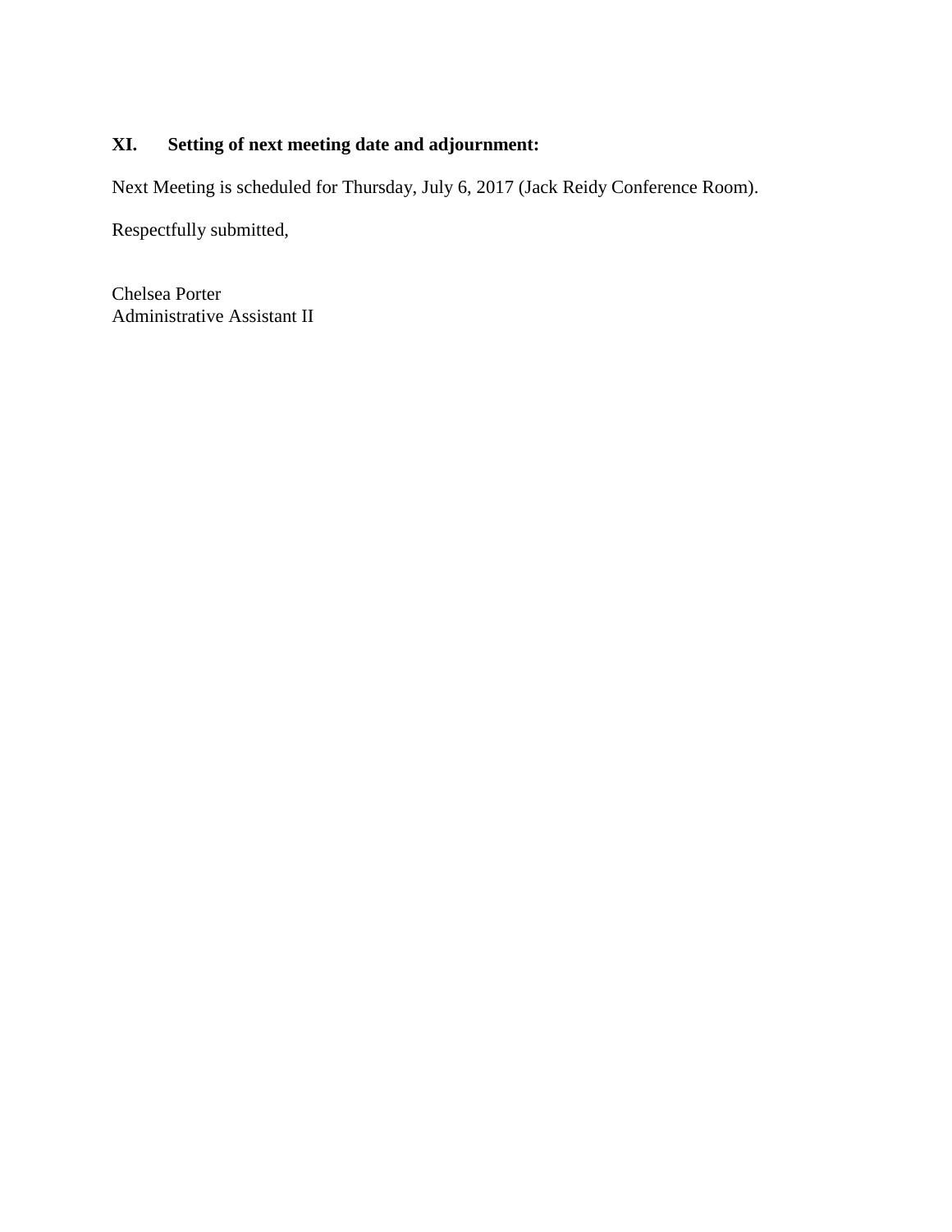## XI. Setting of next meeting date and adjournment:

Next Meeting is scheduled for Thursday, July 6, 2017 (Jack Reidy Conference Room).

Respectfully submitted,

Chelsea Porter
Administrative Assistant II